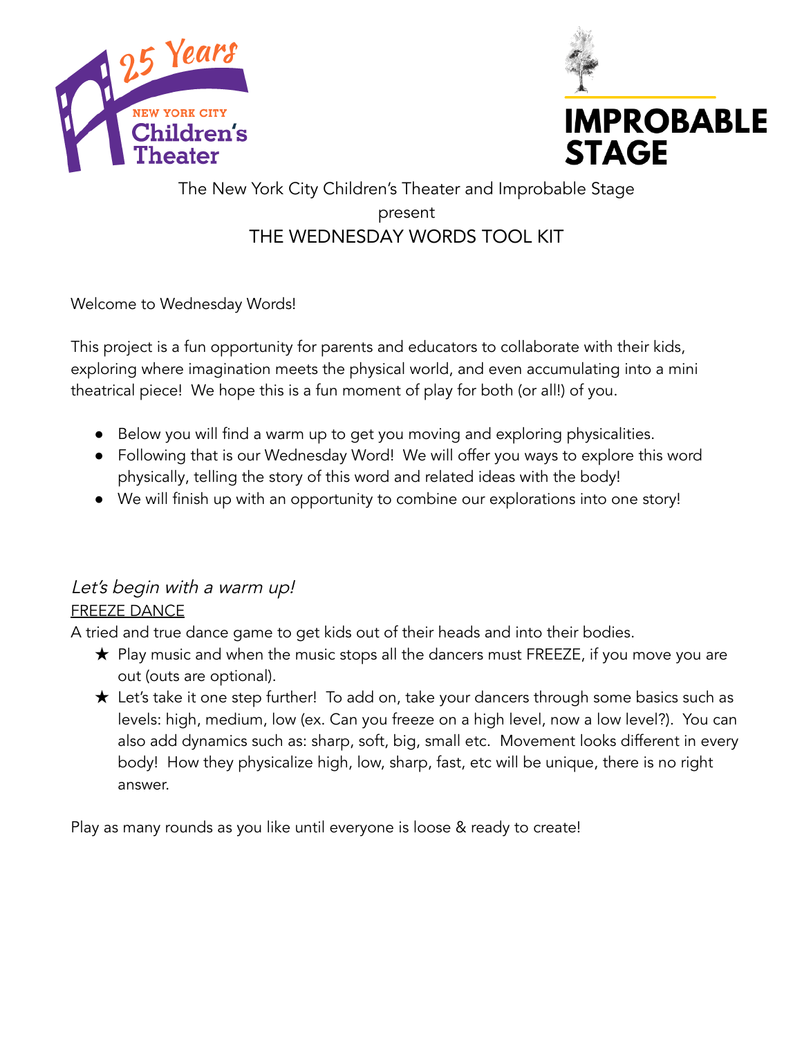25 Years NEW YORK CITY Children's Theater

IMPROBABLE STAGE

The New York City Children's Theater and Improbable Stage
present
THE WEDNESDAY WORDS TOOL KIT

Welcome to Wednesday Words!

This project is a fun opportunity for parents and educators to collaborate with their kids, exploring where imagination meets the physical world, and even accumulating into a mini theatrical piece! We hope this is a fun moment of play for both (or all!) of you.

- Below you will find a warm up to get you moving and exploring physicalities.
- Following that is our Wednesday Word! We will offer you ways to explore this word physically, telling the story of this word and related ideas with the body!
- We will finish up with an opportunity to combine our explorations into one story!

*Let's begin with a warm up!*

FREEZE DANCE

A tried and true dance game to get kids out of their heads and into their bodies.

★ Play music and when the music stops all the dancers must FREEZE, if you move you are out (outs are optional).

★ Let's take it one step further! To add on, take your dancers through some basics such as levels: high, medium, low (ex. Can you freeze on a high level, now a low level?). You can also add dynamics such as: sharp, soft, big, small etc. Movement looks different in every body! How they physicalize high, low, sharp, fast, etc will be unique, there is no right answer.

Play as many rounds as you like until everyone is loose & ready to create!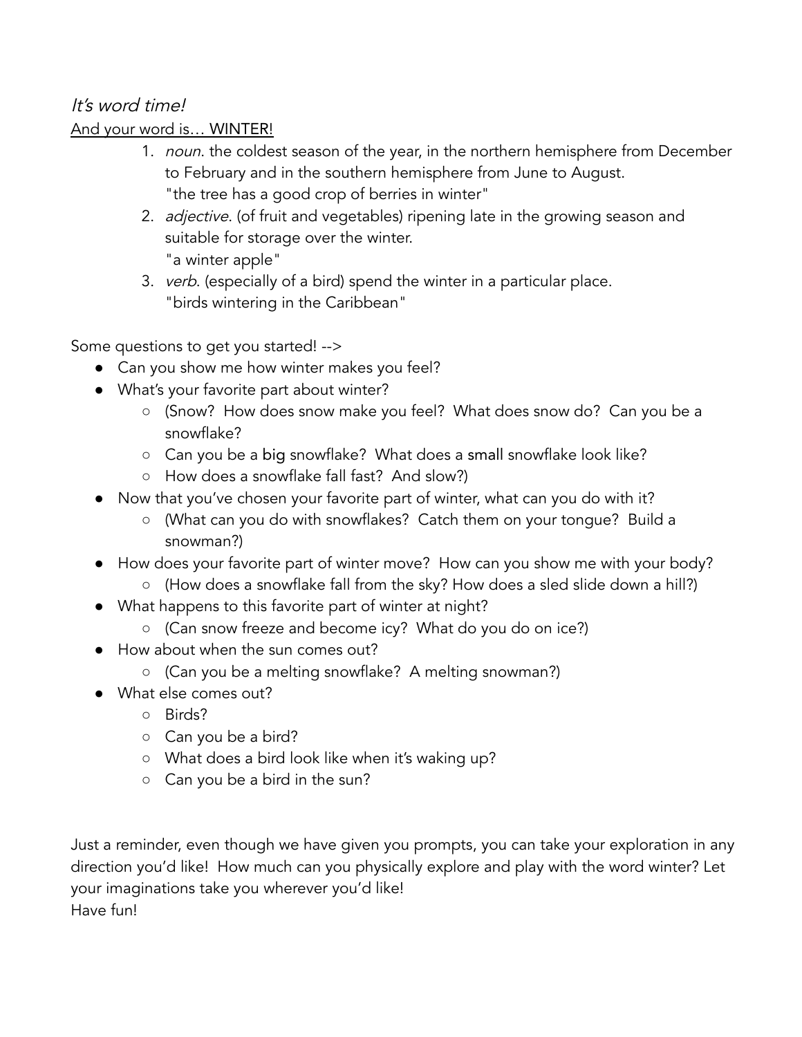*It's word time!*

<u>And your word is… WINTER!</u>

1. *noun*. the coldest season of the year, in the northern hemisphere from December to February and in the southern hemisphere from June to August.
   "the tree has a good crop of berries in winter"
2. *adjective*. (of fruit and vegetables) ripening late in the growing season and suitable for storage over the winter.
   "a winter apple"
3. *verb*. (especially of a bird) spend the winter in a particular place.
   "birds wintering in the Caribbean"

Some questions to get you started! -->

- Can you show me how winter makes you feel?
- What's your favorite part about winter?
  - (Snow? How does snow make you feel? What does snow do? Can you be a snowflake?
  - Can you be a big snowflake? What does a small snowflake look like?
  - How does a snowflake fall fast? And slow?)
- Now that you've chosen your favorite part of winter, what can you do with it?
  - (What can you do with snowflakes? Catch them on your tongue? Build a snowman?)
- How does your favorite part of winter move? How can you show me with your body?
  - (How does a snowflake fall from the sky? How does a sled slide down a hill?)
- What happens to this favorite part of winter at night?
  - (Can snow freeze and become icy? What do you do on ice?)
- How about when the sun comes out?
  - (Can you be a melting snowflake? A melting snowman?)
- What else comes out?
  - Birds?
  - Can you be a bird?
  - What does a bird look like when it's waking up?
  - Can you be a bird in the sun?

Just a reminder, even though we have given you prompts, you can take your exploration in any direction you'd like! How much can you physically explore and play with the word winter? Let your imaginations take you wherever you'd like!
Have fun!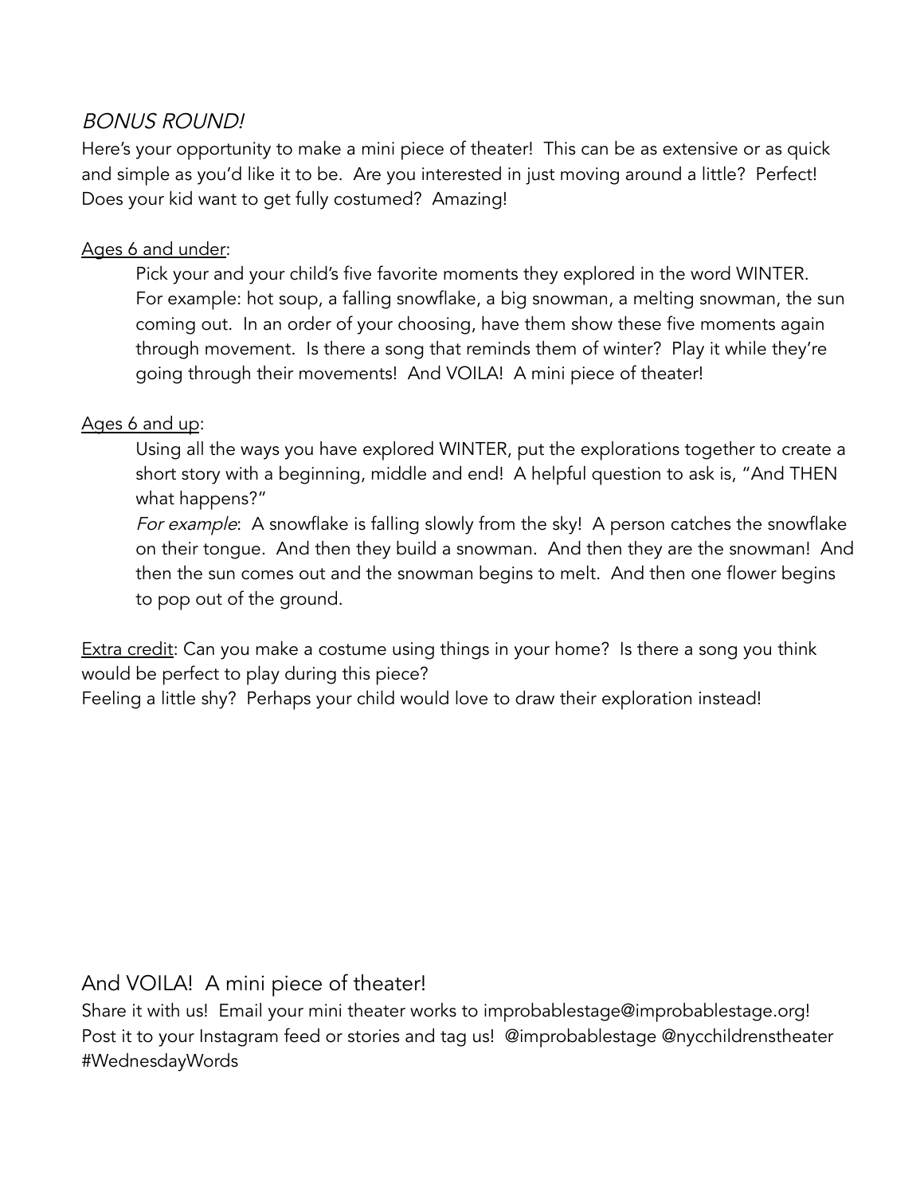## *BONUS ROUND!*

Here's your opportunity to make a mini piece of theater! This can be as extensive or as quick and simple as you'd like it to be. Are you interested in just moving around a little? Perfect! Does your kid want to get fully costumed? Amazing!

<u>Ages 6 and under</u>:

> Pick your and your child's five favorite moments they explored in the word WINTER. For example: hot soup, a falling snowflake, a big snowman, a melting snowman, the sun coming out. In an order of your choosing, have them show these five moments again through movement. Is there a song that reminds them of winter? Play it while they're going through their movements! And VOILA! A mini piece of theater!

<u>Ages 6 and up</u>:

> Using all the ways you have explored WINTER, put the explorations together to create a short story with a beginning, middle and end! A helpful question to ask is, "And THEN what happens?"
>
> *For example*: A snowflake is falling slowly from the sky! A person catches the snowflake on their tongue. And then they build a snowman. And then they are the snowman! And then the sun comes out and the snowman begins to melt. And then one flower begins to pop out of the ground.

<u>Extra credit</u>: Can you make a costume using things in your home? Is there a song you think would be perfect to play during this piece?

Feeling a little shy? Perhaps your child would love to draw their exploration instead!

## And VOILA! A mini piece of theater!

Share it with us! Email your mini theater works to improbablestage@improbablestage.org! Post it to your Instagram feed or stories and tag us! @improbablestage @nycchildrenstheater #WednesdayWords